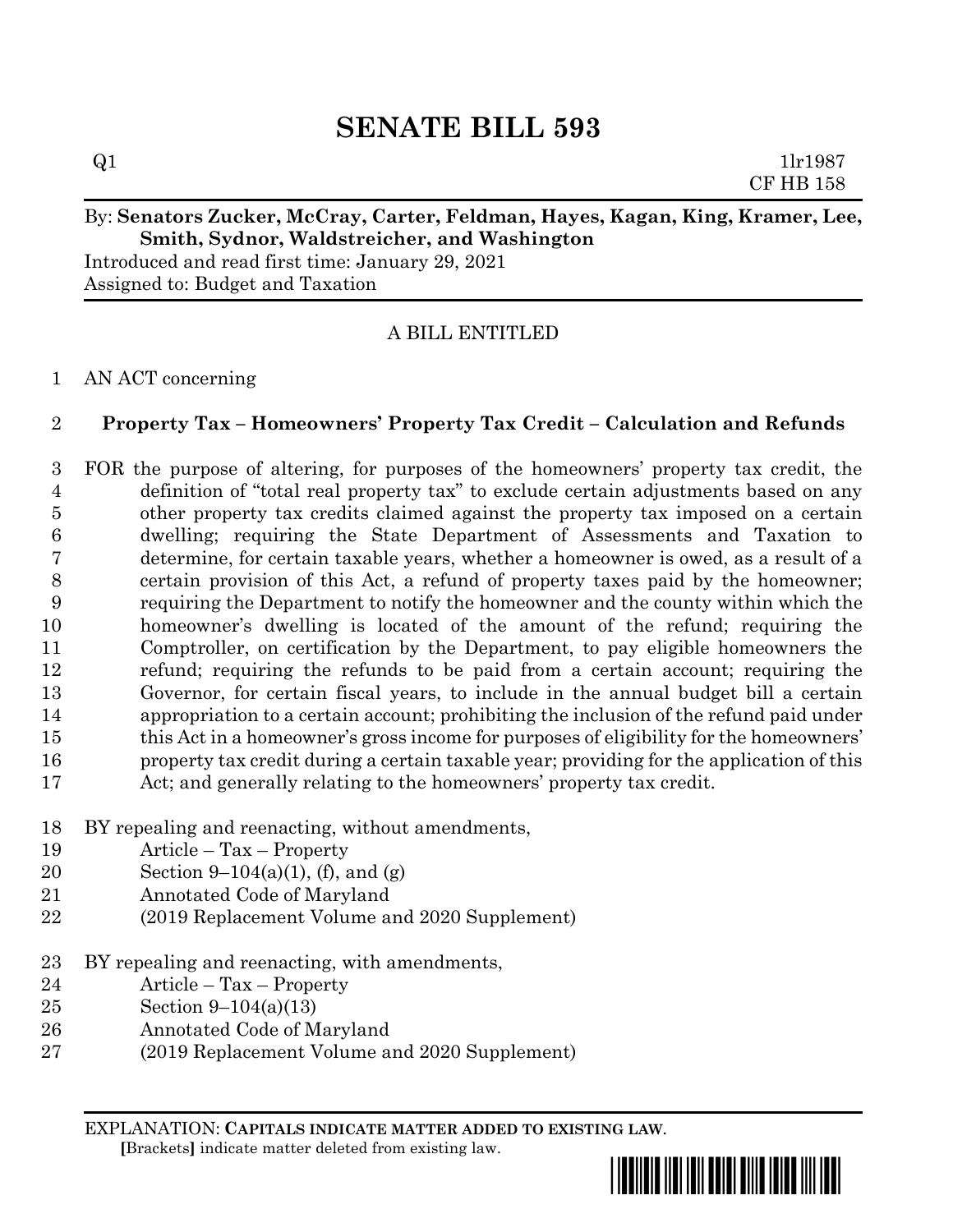# SENATE BILL 593

Q1 1lr1987
CF HB 158

By: **Senators Zucker, McCray, Carter, Feldman, Hayes, Kagan, King, Kramer, Lee, Smith, Sydnor, Waldstreicher, and Washington**
Introduced and read first time: January 29, 2021
Assigned to: Budget and Taxation

A BILL ENTITLED

1 AN ACT concerning

2 **Property Tax – Homeowners' Property Tax Credit – Calculation and Refunds**

3 FOR the purpose of altering, for purposes of the homeowners' property tax credit, the
4 definition of "total real property tax" to exclude certain adjustments based on any
5 other property tax credits claimed against the property tax imposed on a certain
6 dwelling; requiring the State Department of Assessments and Taxation to
7 determine, for certain taxable years, whether a homeowner is owed, as a result of a
8 certain provision of this Act, a refund of property taxes paid by the homeowner;
9 requiring the Department to notify the homeowner and the county within which the
10 homeowner's dwelling is located of the amount of the refund; requiring the
11 Comptroller, on certification by the Department, to pay eligible homeowners the
12 refund; requiring the refunds to be paid from a certain account; requiring the
13 Governor, for certain fiscal years, to include in the annual budget bill a certain
14 appropriation to a certain account; prohibiting the inclusion of the refund paid under
15 this Act in a homeowner's gross income for purposes of eligibility for the homeowners'
16 property tax credit during a certain taxable year; providing for the application of this
17 Act; and generally relating to the homeowners' property tax credit.

18 BY repealing and reenacting, without amendments,
19 Article – Tax – Property
20 Section 9–104(a)(1), (f), and (g)
21 Annotated Code of Maryland
22 (2019 Replacement Volume and 2020 Supplement)

23 BY repealing and reenacting, with amendments,
24 Article – Tax – Property
25 Section 9–104(a)(13)
26 Annotated Code of Maryland
27 (2019 Replacement Volume and 2020 Supplement)

EXPLANATION: **CAPITALS INDICATE MATTER ADDED TO EXISTING LAW**.
**[**Brackets**]** indicate matter deleted from existing law.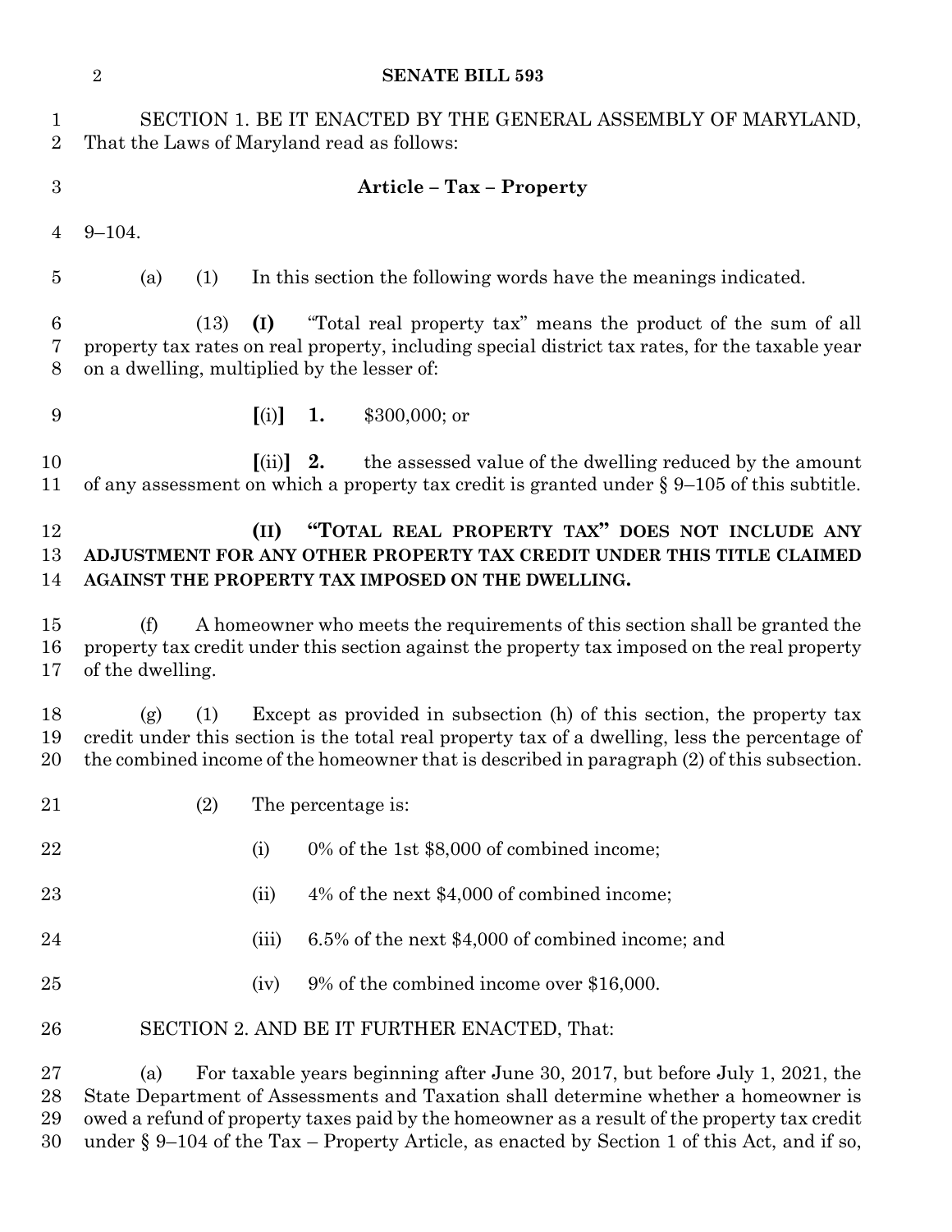SECTION 1. BE IT ENACTED BY THE GENERAL ASSEMBLY OF MARYLAND, That the Laws of Maryland read as follows:

### Article – Tax – Property

9–104.

(a) (1) In this section the following words have the meanings indicated.

(13) **(I)** "Total real property tax" means the product of the sum of all property tax rates on real property, including special district tax rates, for the taxable year on a dwelling, multiplied by the lesser of:

**[**(i)**]** **1.** $300,000; or

**[**(ii)**]** **2.** the assessed value of the dwelling reduced by the amount of any assessment on which a property tax credit is granted under § 9–105 of this subtitle.

**(II) "TOTAL REAL PROPERTY TAX" DOES NOT INCLUDE ANY ADJUSTMENT FOR ANY OTHER PROPERTY TAX CREDIT UNDER THIS TITLE CLAIMED AGAINST THE PROPERTY TAX IMPOSED ON THE DWELLING.**

(f) A homeowner who meets the requirements of this section shall be granted the property tax credit under this section against the property tax imposed on the real property of the dwelling.

(g) (1) Except as provided in subsection (h) of this section, the property tax credit under this section is the total real property tax of a dwelling, less the percentage of the combined income of the homeowner that is described in paragraph (2) of this subsection.

(2) The percentage is:

(i) 0% of the 1st $8,000 of combined income;

(ii) 4% of the next $4,000 of combined income;

(iii) 6.5% of the next $4,000 of combined income; and

(iv) 9% of the combined income over $16,000.

SECTION 2. AND BE IT FURTHER ENACTED, That:

(a) For taxable years beginning after June 30, 2017, but before July 1, 2021, the State Department of Assessments and Taxation shall determine whether a homeowner is owed a refund of property taxes paid by the homeowner as a result of the property tax credit under § 9–104 of the Tax – Property Article, as enacted by Section 1 of this Act, and if so,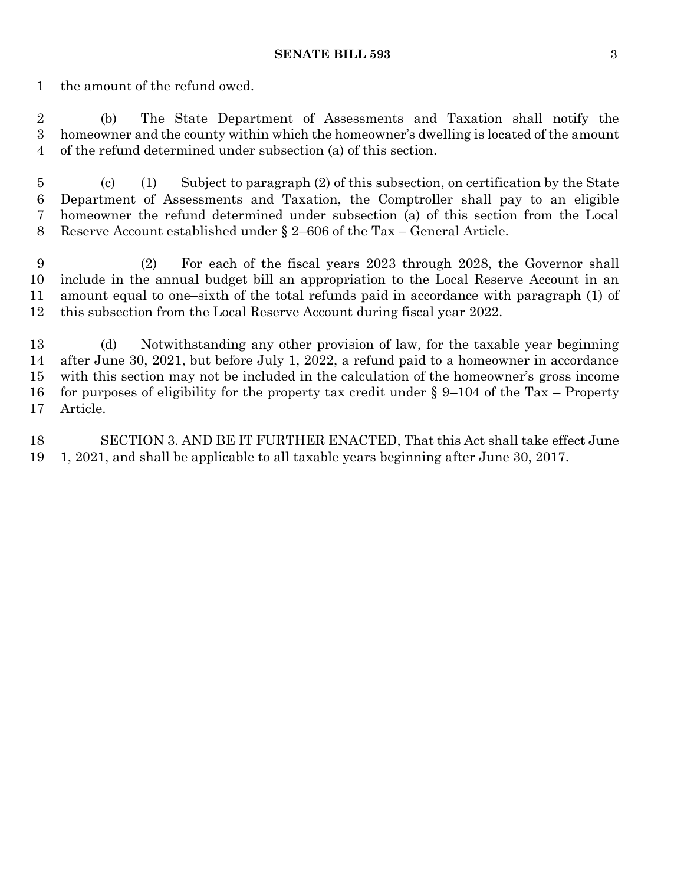the amount of the refund owed.

(b) The State Department of Assessments and Taxation shall notify the homeowner and the county within which the homeowner's dwelling is located of the amount of the refund determined under subsection (a) of this section.

(c) (1) Subject to paragraph (2) of this subsection, on certification by the State Department of Assessments and Taxation, the Comptroller shall pay to an eligible homeowner the refund determined under subsection (a) of this section from the Local Reserve Account established under § 2–606 of the Tax – General Article.

(2) For each of the fiscal years 2023 through 2028, the Governor shall include in the annual budget bill an appropriation to the Local Reserve Account in an amount equal to one–sixth of the total refunds paid in accordance with paragraph (1) of this subsection from the Local Reserve Account during fiscal year 2022.

(d) Notwithstanding any other provision of law, for the taxable year beginning after June 30, 2021, but before July 1, 2022, a refund paid to a homeowner in accordance with this section may not be included in the calculation of the homeowner's gross income for purposes of eligibility for the property tax credit under § 9–104 of the Tax – Property Article.

SECTION 3. AND BE IT FURTHER ENACTED, That this Act shall take effect June 1, 2021, and shall be applicable to all taxable years beginning after June 30, 2017.